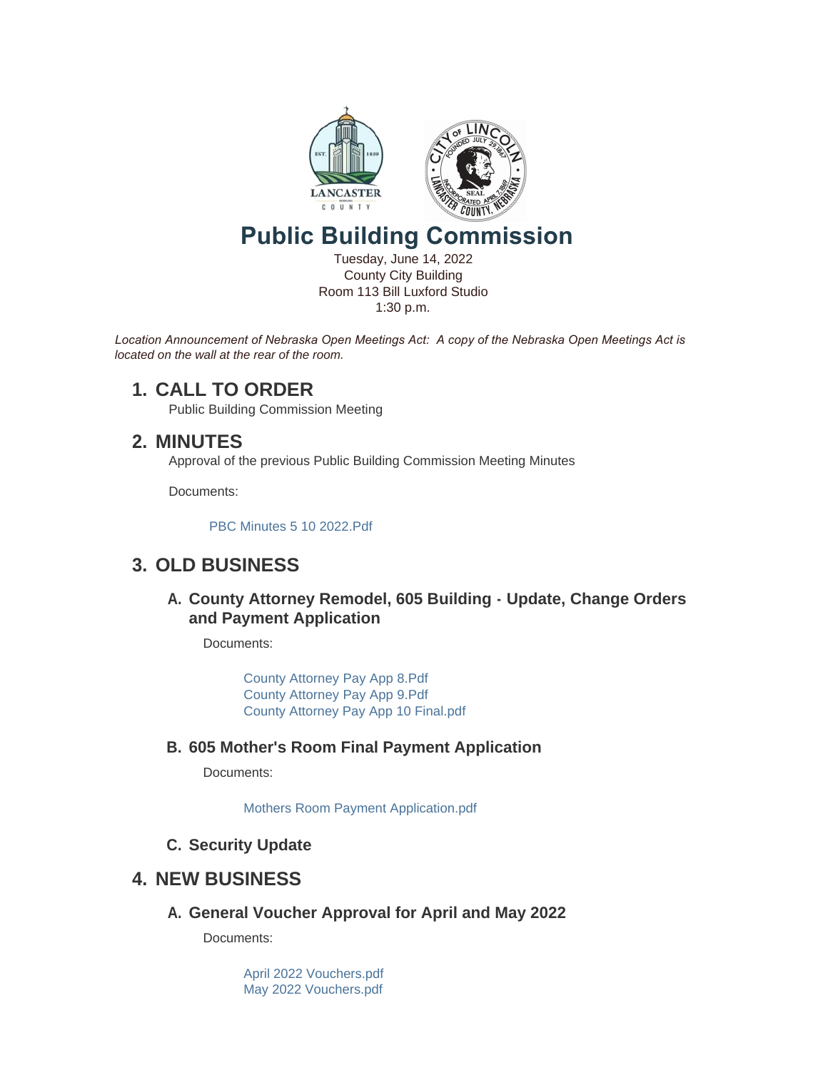# Public Building Commission

Tuesday, June 14, 2022
County City Building
Room 113 Bill Luxford Studio
1:30 p.m.

*Location Announcement of Nebraska Open Meetings Act: A copy of the Nebraska Open Meetings Act is located on the wall at the rear of the room.*

## 1. CALL TO ORDER

Public Building Commission Meeting

## 2. MINUTES

Approval of the previous Public Building Commission Meeting Minutes

Documents:

PBC Minutes 5 10 2022.Pdf

## 3. OLD BUSINESS

### A. County Attorney Remodel, 605 Building - Update, Change Orders and Payment Application

Documents:

County Attorney Pay App 8.Pdf
County Attorney Pay App 9.Pdf
County Attorney Pay App 10 Final.pdf

### B. 605 Mother's Room Final Payment Application

Documents:

Mothers Room Payment Application.pdf

### C. Security Update

## 4. NEW BUSINESS

### A. General Voucher Approval for April and May 2022

Documents:

April 2022 Vouchers.pdf
May 2022 Vouchers.pdf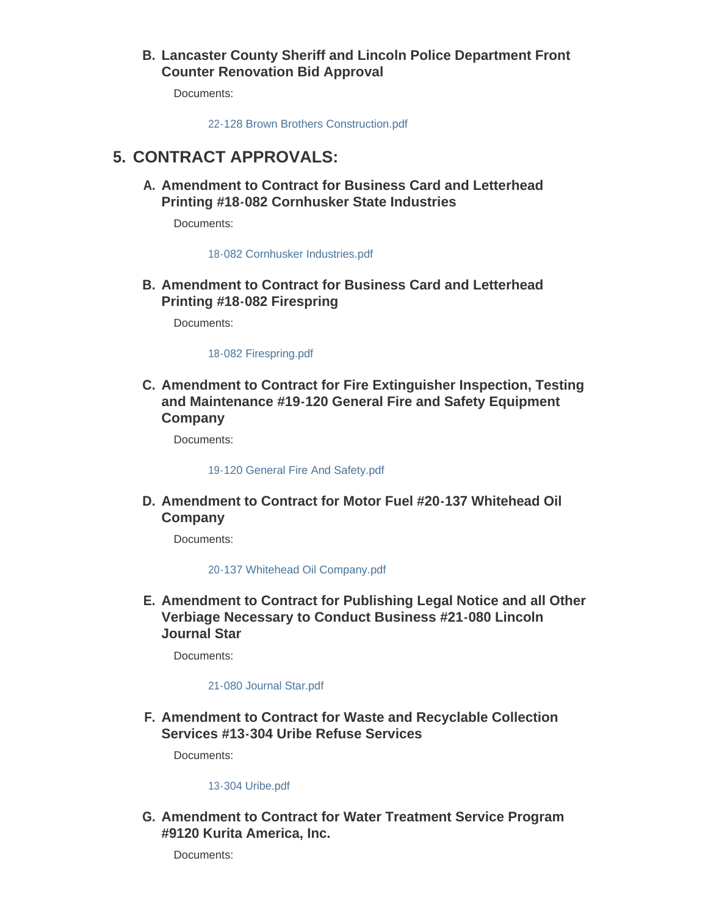### B. Lancaster County Sheriff and Lincoln Police Department Front Counter Renovation Bid Approval

Documents:

22-128 Brown Brothers Construction.pdf

## 5. CONTRACT APPROVALS:

### A. Amendment to Contract for Business Card and Letterhead Printing #18-082 Cornhusker State Industries

Documents:

18-082 Cornhusker Industries.pdf

### B. Amendment to Contract for Business Card and Letterhead Printing #18-082 Firespring

Documents:

18-082 Firespring.pdf

### C. Amendment to Contract for Fire Extinguisher Inspection, Testing and Maintenance #19-120 General Fire and Safety Equipment Company

Documents:

19-120 General Fire And Safety.pdf

### D. Amendment to Contract for Motor Fuel #20-137 Whitehead Oil Company

Documents:

20-137 Whitehead Oil Company.pdf

### E. Amendment to Contract for Publishing Legal Notice and all Other Verbiage Necessary to Conduct Business #21-080 Lincoln Journal Star

Documents:

21-080 Journal Star.pdf

### F. Amendment to Contract for Waste and Recyclable Collection Services #13-304 Uribe Refuse Services

Documents:

13-304 Uribe.pdf

### G. Amendment to Contract for Water Treatment Service Program #9120 Kurita America, Inc.

Documents: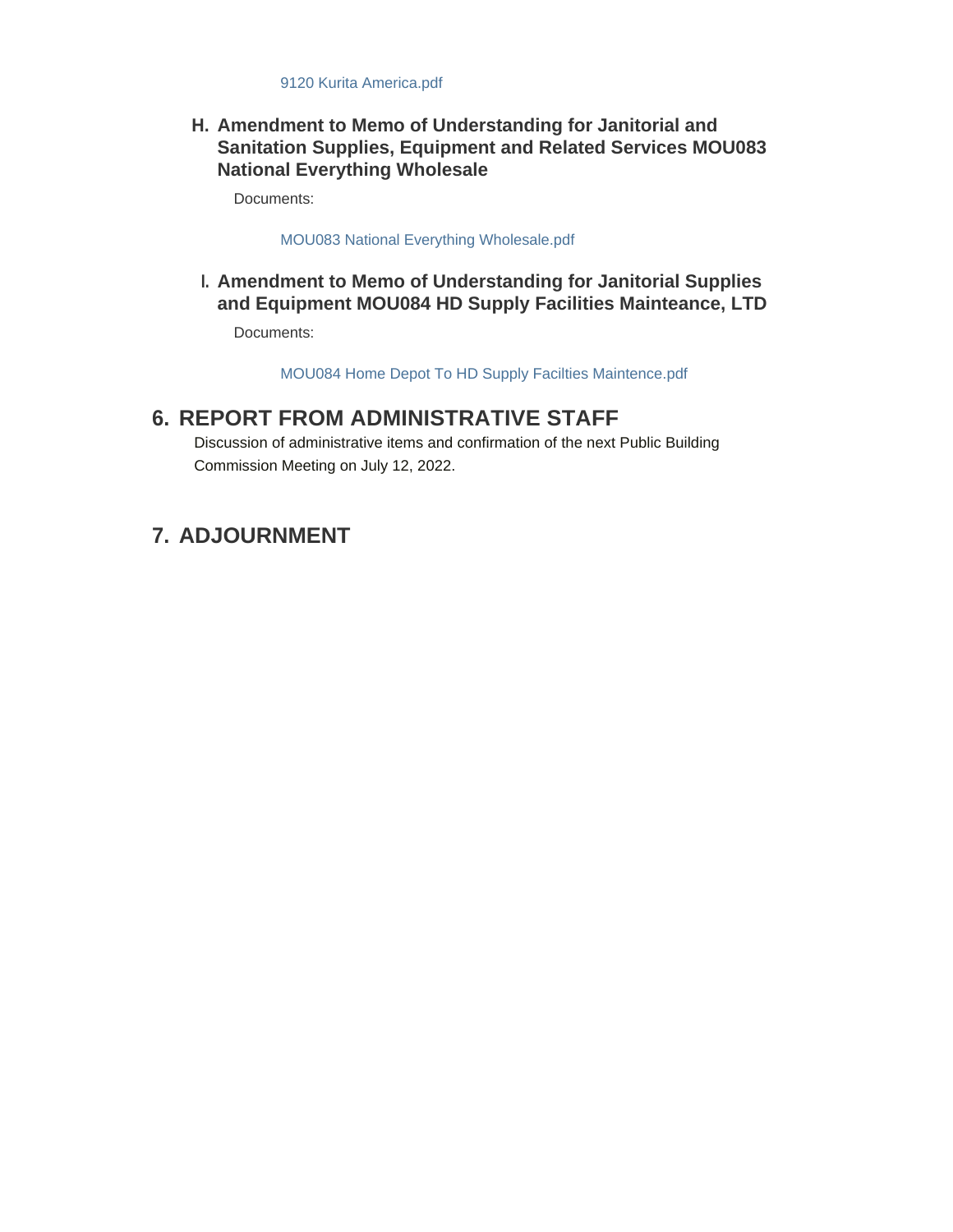9120 Kurita America.pdf

**H. Amendment to Memo of Understanding for Janitorial and Sanitation Supplies, Equipment and Related Services MOU083 National Everything Wholesale**

Documents:

MOU083 National Everything Wholesale.pdf

**I. Amendment to Memo of Understanding for Janitorial Supplies and Equipment MOU084 HD Supply Facilities Mainteance, LTD**

Documents:

MOU084 Home Depot To HD Supply Facilties Maintence.pdf

## 6. REPORT FROM ADMINISTRATIVE STAFF

Discussion of administrative items and confirmation of the next Public Building Commission Meeting on July 12, 2022.

## 7. ADJOURNMENT